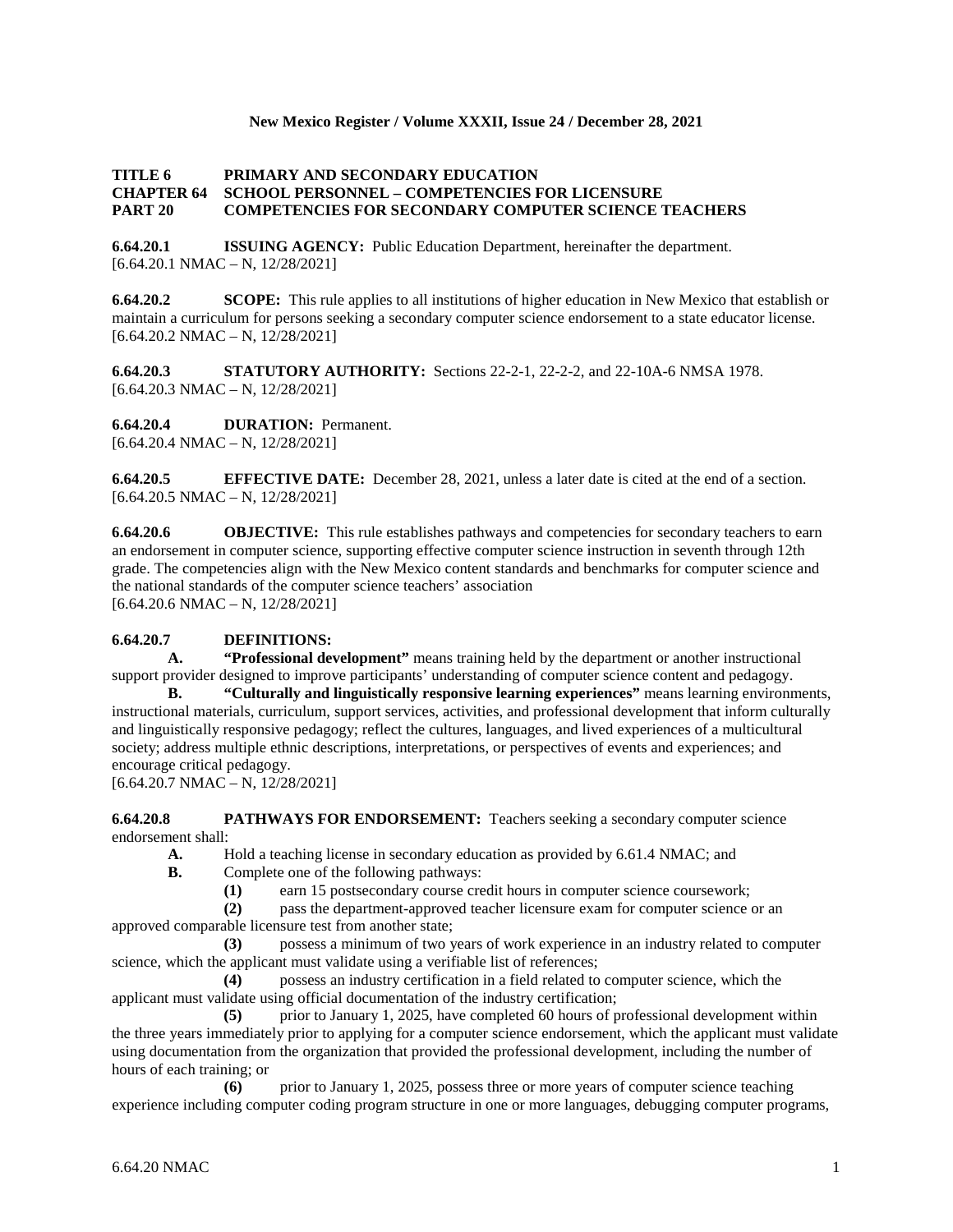# TITLE 6 PRIMARY AND SECONDARY EDUCATION
## CHAPTER 64 SCHOOL PERSONNEL – COMPETENCIES FOR LICENSURE
## PART 20 COMPETENCIES FOR SECONDARY COMPUTER SCIENCE TEACHERS

**6.64.20.1 ISSUING AGENCY:** Public Education Department, hereinafter the department.
[6.64.20.1 NMAC – N, 12/28/2021]

**6.64.20.2 SCOPE:** This rule applies to all institutions of higher education in New Mexico that establish or maintain a curriculum for persons seeking a secondary computer science endorsement to a state educator license.
[6.64.20.2 NMAC – N, 12/28/2021]

**6.64.20.3 STATUTORY AUTHORITY:** Sections 22-2-1, 22-2-2, and 22-10A-6 NMSA 1978.
[6.64.20.3 NMAC – N, 12/28/2021]

**6.64.20.4 DURATION:** Permanent.
[6.64.20.4 NMAC – N, 12/28/2021]

**6.64.20.5 EFFECTIVE DATE:** December 28, 2021, unless a later date is cited at the end of a section.
[6.64.20.5 NMAC – N, 12/28/2021]

**6.64.20.6 OBJECTIVE:** This rule establishes pathways and competencies for secondary teachers to earn an endorsement in computer science, supporting effective computer science instruction in seventh through 12th grade. The competencies align with the New Mexico content standards and benchmarks for computer science and the national standards of the computer science teachers' association
[6.64.20.6 NMAC – N, 12/28/2021]

**6.64.20.7 DEFINITIONS:**

**A. "Professional development"** means training held by the department or another instructional support provider designed to improve participants' understanding of computer science content and pedagogy.

**B. "Culturally and linguistically responsive learning experiences"** means learning environments, instructional materials, curriculum, support services, activities, and professional development that inform culturally and linguistically responsive pedagogy; reflect the cultures, languages, and lived experiences of a multicultural society; address multiple ethnic descriptions, interpretations, or perspectives of events and experiences; and encourage critical pedagogy.
[6.64.20.7 NMAC – N, 12/28/2021]

**6.64.20.8 PATHWAYS FOR ENDORSEMENT:** Teachers seeking a secondary computer science endorsement shall:

**A.** Hold a teaching license in secondary education as provided by 6.61.4 NMAC; and

**B.** Complete one of the following pathways:

**(1)** earn 15 postsecondary course credit hours in computer science coursework;

**(2)** pass the department-approved teacher licensure exam for computer science or an approved comparable licensure test from another state;

**(3)** possess a minimum of two years of work experience in an industry related to computer science, which the applicant must validate using a verifiable list of references;

**(4)** possess an industry certification in a field related to computer science, which the applicant must validate using official documentation of the industry certification;

**(5)** prior to January 1, 2025, have completed 60 hours of professional development within the three years immediately prior to applying for a computer science endorsement, which the applicant must validate using documentation from the organization that provided the professional development, including the number of hours of each training; or

**(6)** prior to January 1, 2025, possess three or more years of computer science teaching experience including computer coding program structure in one or more languages, debugging computer programs,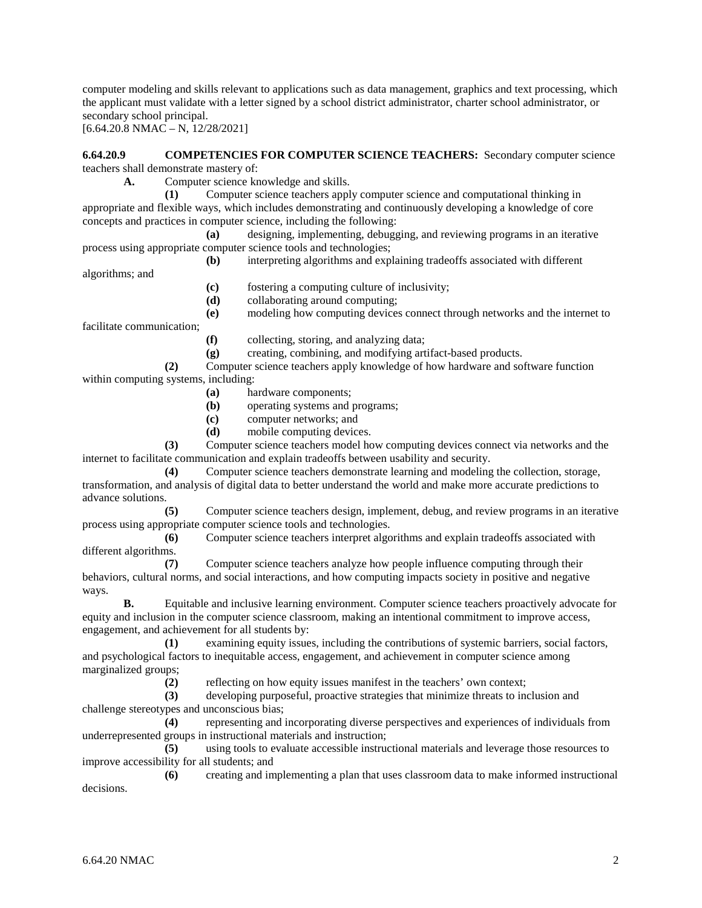computer modeling and skills relevant to applications such as data management, graphics and text processing, which the applicant must validate with a letter signed by a school district administrator, charter school administrator, or secondary school principal.
[6.64.20.8 NMAC – N, 12/28/2021]

**6.64.20.9 COMPETENCIES FOR COMPUTER SCIENCE TEACHERS:** Secondary computer science teachers shall demonstrate mastery of:

**A.** Computer science knowledge and skills.

**(1)** Computer science teachers apply computer science and computational thinking in appropriate and flexible ways, which includes demonstrating and continuously developing a knowledge of core concepts and practices in computer science, including the following:

**(a)** designing, implementing, debugging, and reviewing programs in an iterative process using appropriate computer science tools and technologies;

**(b)** interpreting algorithms and explaining tradeoffs associated with different algorithms; and

**(c)** fostering a computing culture of inclusivity;

**(d)** collaborating around computing;

**(e)** modeling how computing devices connect through networks and the internet to facilitate communication;

**(f)** collecting, storing, and analyzing data;

**(g)** creating, combining, and modifying artifact-based products.

**(2)** Computer science teachers apply knowledge of how hardware and software function within computing systems, including:

**(a)** hardware components;

**(b)** operating systems and programs;

**(c)** computer networks; and

**(d)** mobile computing devices.

**(3)** Computer science teachers model how computing devices connect via networks and the internet to facilitate communication and explain tradeoffs between usability and security.

**(4)** Computer science teachers demonstrate learning and modeling the collection, storage, transformation, and analysis of digital data to better understand the world and make more accurate predictions to advance solutions.

**(5)** Computer science teachers design, implement, debug, and review programs in an iterative process using appropriate computer science tools and technologies.

**(6)** Computer science teachers interpret algorithms and explain tradeoffs associated with different algorithms.

**(7)** Computer science teachers analyze how people influence computing through their behaviors, cultural norms, and social interactions, and how computing impacts society in positive and negative ways.

**B.** Equitable and inclusive learning environment. Computer science teachers proactively advocate for equity and inclusion in the computer science classroom, making an intentional commitment to improve access, engagement, and achievement for all students by:

**(1)** examining equity issues, including the contributions of systemic barriers, social factors, and psychological factors to inequitable access, engagement, and achievement in computer science among marginalized groups;

**(2)** reflecting on how equity issues manifest in the teachers' own context;

**(3)** developing purposeful, proactive strategies that minimize threats to inclusion and challenge stereotypes and unconscious bias;

**(4)** representing and incorporating diverse perspectives and experiences of individuals from underrepresented groups in instructional materials and instruction;

**(5)** using tools to evaluate accessible instructional materials and leverage those resources to improve accessibility for all students; and

**(6)** creating and implementing a plan that uses classroom data to make informed instructional decisions.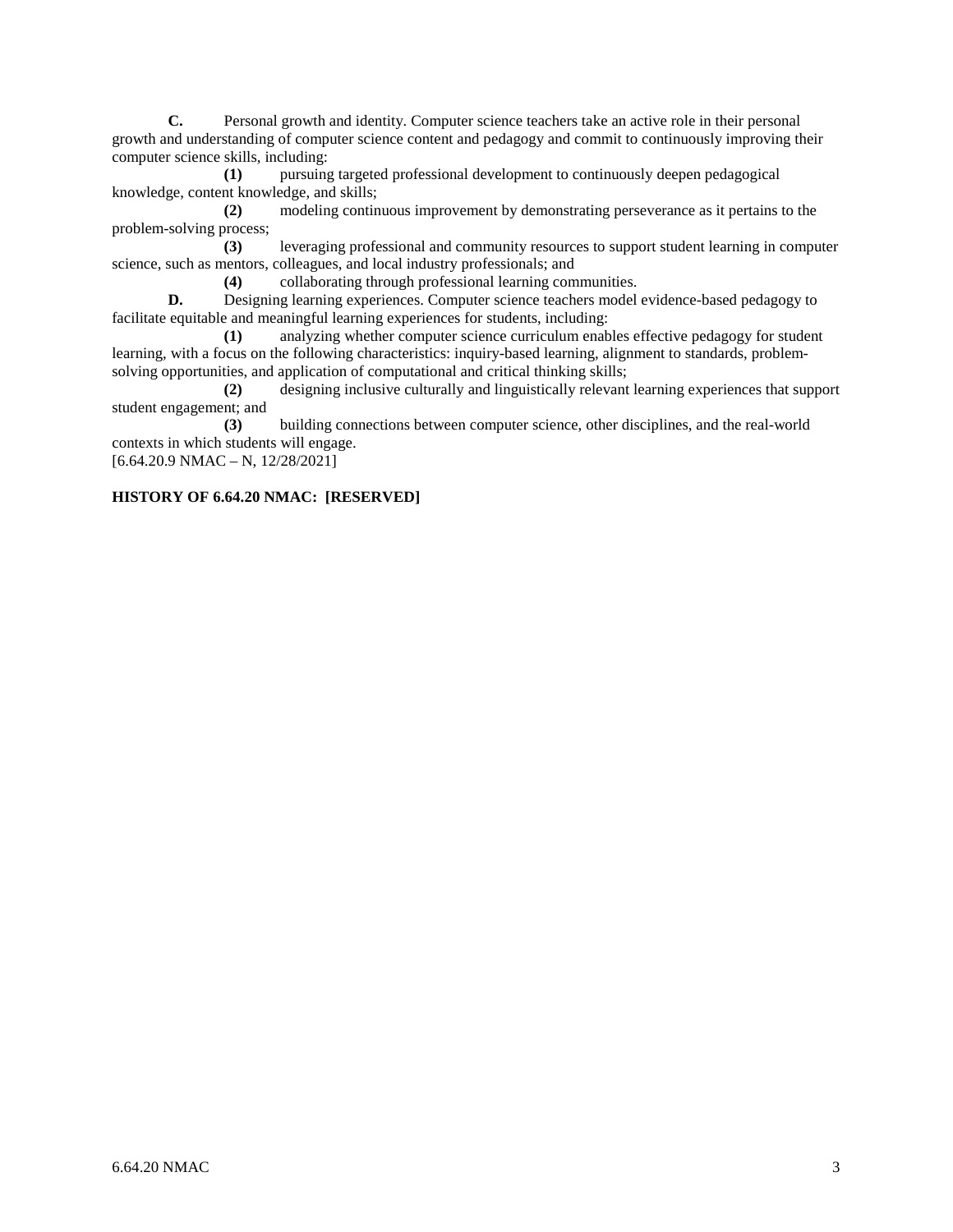**C.** Personal growth and identity. Computer science teachers take an active role in their personal growth and understanding of computer science content and pedagogy and commit to continuously improving their computer science skills, including:

**(1)** pursuing targeted professional development to continuously deepen pedagogical knowledge, content knowledge, and skills;

**(2)** modeling continuous improvement by demonstrating perseverance as it pertains to the problem-solving process;

**(3)** leveraging professional and community resources to support student learning in computer science, such as mentors, colleagues, and local industry professionals; and

**(4)** collaborating through professional learning communities.

**D.** Designing learning experiences. Computer science teachers model evidence-based pedagogy to facilitate equitable and meaningful learning experiences for students, including:

**(1)** analyzing whether computer science curriculum enables effective pedagogy for student learning, with a focus on the following characteristics: inquiry-based learning, alignment to standards, problem-solving opportunities, and application of computational and critical thinking skills;

**(2)** designing inclusive culturally and linguistically relevant learning experiences that support student engagement; and

**(3)** building connections between computer science, other disciplines, and the real-world contexts in which students will engage.

[6.64.20.9 NMAC – N, 12/28/2021]

**HISTORY OF 6.64.20 NMAC: [RESERVED]**